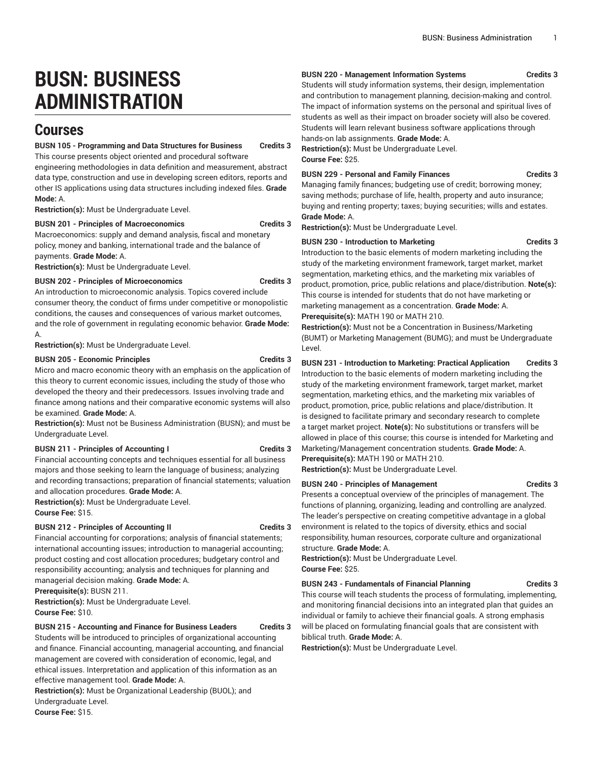# BUSN: BUSINESS ADMINISTRATION

## Courses

**BUSN 105 - Programming and Data Structures for Business Credits 3**
This course presents object oriented and procedural software engineering methodologies in data definition and measurement, abstract data type, construction and use in developing screen editors, reports and other IS applications using data structures including indexed files. **Grade Mode:** A.
**Restriction(s):** Must be Undergraduate Level.

**BUSN 201 - Principles of Macroeconomics Credits 3**
Macroeconomics: supply and demand analysis, fiscal and monetary policy, money and banking, international trade and the balance of payments. **Grade Mode:** A.
**Restriction(s):** Must be Undergraduate Level.

**BUSN 202 - Principles of Microeconomics Credits 3**
An introduction to microeconomic analysis. Topics covered include consumer theory, the conduct of firms under competitive or monopolistic conditions, the causes and consequences of various market outcomes, and the role of government in regulating economic behavior. **Grade Mode:** A.
**Restriction(s):** Must be Undergraduate Level.

**BUSN 205 - Economic Principles Credits 3**
Micro and macro economic theory with an emphasis on the application of this theory to current economic issues, including the study of those who developed the theory and their predecessors. Issues involving trade and finance among nations and their comparative economic systems will also be examined. **Grade Mode:** A.
**Restriction(s):** Must not be Business Administration (BUSN); and must be Undergraduate Level.

**BUSN 211 - Principles of Accounting I Credits 3**
Financial accounting concepts and techniques essential for all business majors and those seeking to learn the language of business; analyzing and recording transactions; preparation of financial statements; valuation and allocation procedures. **Grade Mode:** A.
**Restriction(s):** Must be Undergraduate Level.
**Course Fee:** $15.

**BUSN 212 - Principles of Accounting II Credits 3**
Financial accounting for corporations; analysis of financial statements; international accounting issues; introduction to managerial accounting; product costing and cost allocation procedures; budgetary control and responsibility accounting; analysis and techniques for planning and managerial decision making. **Grade Mode:** A.
**Prerequisite(s):** BUSN 211.
**Restriction(s):** Must be Undergraduate Level.
**Course Fee:** $10.

**BUSN 215 - Accounting and Finance for Business Leaders Credits 3**
Students will be introduced to principles of organizational accounting and finance. Financial accounting, managerial accounting, and financial management are covered with consideration of economic, legal, and ethical issues. Interpretation and application of this information as an effective management tool. **Grade Mode:** A.
**Restriction(s):** Must be Organizational Leadership (BUOL); and Undergraduate Level.
**Course Fee:** $15.

**BUSN 220 - Management Information Systems Credits 3**
Students will study information systems, their design, implementation and contribution to management planning, decision-making and control. The impact of information systems on the personal and spiritual lives of students as well as their impact on broader society will also be covered. Students will learn relevant business software applications through hands-on lab assignments. **Grade Mode:** A.
**Restriction(s):** Must be Undergraduate Level.
**Course Fee:** $25.

**BUSN 229 - Personal and Family Finances Credits 3**
Managing family finances; budgeting use of credit; borrowing money; saving methods; purchase of life, health, property and auto insurance; buying and renting property; taxes; buying securities; wills and estates. **Grade Mode:** A.
**Restriction(s):** Must be Undergraduate Level.

**BUSN 230 - Introduction to Marketing Credits 3**
Introduction to the basic elements of modern marketing including the study of the marketing environment framework, target market, market segmentation, marketing ethics, and the marketing mix variables of product, promotion, price, public relations and place/distribution. **Note(s):** This course is intended for students that do not have marketing or marketing management as a concentration. **Grade Mode:** A.
**Prerequisite(s):** MATH 190 or MATH 210.
**Restriction(s):** Must not be a Concentration in Business/Marketing (BUMT) or Marketing Management (BUMG); and must be Undergraduate Level.

**BUSN 231 - Introduction to Marketing: Practical Application Credits 3**
Introduction to the basic elements of modern marketing including the study of the marketing environment framework, target market, market segmentation, marketing ethics, and the marketing mix variables of product, promotion, price, public relations and place/distribution. It is designed to facilitate primary and secondary research to complete a target market project. **Note(s):** No substitutions or transfers will be allowed in place of this course; this course is intended for Marketing and Marketing/Management concentration students. **Grade Mode:** A.
**Prerequisite(s):** MATH 190 or MATH 210.
**Restriction(s):** Must be Undergraduate Level.

**BUSN 240 - Principles of Management Credits 3**
Presents a conceptual overview of the principles of management. The functions of planning, organizing, leading and controlling are analyzed. The leader's perspective on creating competitive advantage in a global environment is related to the topics of diversity, ethics and social responsibility, human resources, corporate culture and organizational structure. **Grade Mode:** A.
**Restriction(s):** Must be Undergraduate Level.
**Course Fee:** $25.

**BUSN 243 - Fundamentals of Financial Planning Credits 3**
This course will teach students the process of formulating, implementing, and monitoring financial decisions into an integrated plan that guides an individual or family to achieve their financial goals. A strong emphasis will be placed on formulating financial goals that are consistent with biblical truth. **Grade Mode:** A.
**Restriction(s):** Must be Undergraduate Level.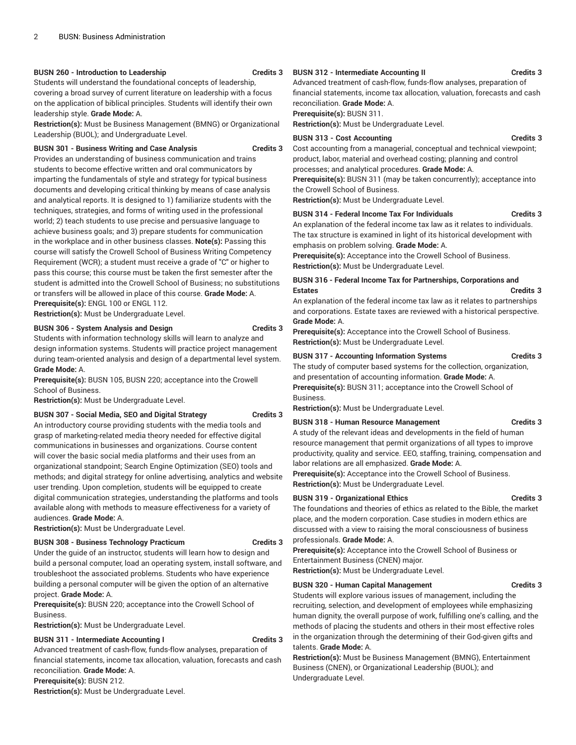**BUSN 260 - Introduction to Leadership** **Credits 3**

Students will understand the foundational concepts of leadership, covering a broad survey of current literature on leadership with a focus on the application of biblical principles. Students will identify their own leadership style. **Grade Mode:** A.

**Restriction(s):** Must be Business Management (BMNG) or Organizational Leadership (BUOL); and Undergraduate Level.

**BUSN 301 - Business Writing and Case Analysis** **Credits 3**

Provides an understanding of business communication and trains students to become effective written and oral communicators by imparting the fundamentals of style and strategy for typical business documents and developing critical thinking by means of case analysis and analytical reports. It is designed to 1) familiarize students with the techniques, strategies, and forms of writing used in the professional world; 2) teach students to use precise and persuasive language to achieve business goals; and 3) prepare students for communication in the workplace and in other business classes. **Note(s):** Passing this course will satisfy the Crowell School of Business Writing Competency Requirement (WCR); a student must receive a grade of "C" or higher to pass this course; this course must be taken the first semester after the student is admitted into the Crowell School of Business; no substitutions or transfers will be allowed in place of this course. **Grade Mode:** A.

**Prerequisite(s):** ENGL 100 or ENGL 112.

**Restriction(s):** Must be Undergraduate Level.

**BUSN 306 - System Analysis and Design** **Credits 3**

Students with information technology skills will learn to analyze and design information systems. Students will practice project management during team-oriented analysis and design of a departmental level system. **Grade Mode:** A.

**Prerequisite(s):** BUSN 105, BUSN 220; acceptance into the Crowell School of Business.

**Restriction(s):** Must be Undergraduate Level.

**BUSN 307 - Social Media, SEO and Digital Strategy** **Credits 3**

An introductory course providing students with the media tools and grasp of marketing-related media theory needed for effective digital communications in businesses and organizations. Course content will cover the basic social media platforms and their uses from an organizational standpoint; Search Engine Optimization (SEO) tools and methods; and digital strategy for online advertising, analytics and website user trending. Upon completion, students will be equipped to create digital communication strategies, understanding the platforms and tools available along with methods to measure effectiveness for a variety of audiences. **Grade Mode:** A.

**Restriction(s):** Must be Undergraduate Level.

**BUSN 308 - Business Technology Practicum** **Credits 3**

Under the guide of an instructor, students will learn how to design and build a personal computer, load an operating system, install software, and troubleshoot the associated problems. Students who have experience building a personal computer will be given the option of an alternative project. **Grade Mode:** A.

**Prerequisite(s):** BUSN 220; acceptance into the Crowell School of Business.

**Restriction(s):** Must be Undergraduate Level.

**BUSN 311 - Intermediate Accounting I** **Credits 3**

Advanced treatment of cash-flow, funds-flow analyses, preparation of financial statements, income tax allocation, valuation, forecasts and cash reconciliation. **Grade Mode:** A.

**Prerequisite(s):** BUSN 212.

**Restriction(s):** Must be Undergraduate Level.

**BUSN 312 - Intermediate Accounting II** **Credits 3**

Advanced treatment of cash-flow, funds-flow analyses, preparation of financial statements, income tax allocation, valuation, forecasts and cash reconciliation. **Grade Mode:** A.

**Prerequisite(s):** BUSN 311.

**Restriction(s):** Must be Undergraduate Level.

**BUSN 313 - Cost Accounting** **Credits 3**

Cost accounting from a managerial, conceptual and technical viewpoint; product, labor, material and overhead costing; planning and control processes; and analytical procedures. **Grade Mode:** A.

**Prerequisite(s):** BUSN 311 (may be taken concurrently); acceptance into the Crowell School of Business.

**Restriction(s):** Must be Undergraduate Level.

**BUSN 314 - Federal Income Tax For Individuals** **Credits 3**

An explanation of the federal income tax law as it relates to individuals. The tax structure is examined in light of its historical development with emphasis on problem solving. **Grade Mode:** A.

**Prerequisite(s):** Acceptance into the Crowell School of Business.

**Restriction(s):** Must be Undergraduate Level.

**BUSN 316 - Federal Income Tax for Partnerships, Corporations and Estates** **Credits 3**

An explanation of the federal income tax law as it relates to partnerships and corporations. Estate taxes are reviewed with a historical perspective. **Grade Mode:** A.

**Prerequisite(s):** Acceptance into the Crowell School of Business.

**Restriction(s):** Must be Undergraduate Level.

**BUSN 317 - Accounting Information Systems** **Credits 3**

The study of computer based systems for the collection, organization, and presentation of accounting information. **Grade Mode:** A.

**Prerequisite(s):** BUSN 311; acceptance into the Crowell School of Business.

**Restriction(s):** Must be Undergraduate Level.

**BUSN 318 - Human Resource Management** **Credits 3**

A study of the relevant ideas and developments in the field of human resource management that permit organizations of all types to improve productivity, quality and service. EEO, staffing, training, compensation and labor relations are all emphasized. **Grade Mode:** A.

**Prerequisite(s):** Acceptance into the Crowell School of Business.

**Restriction(s):** Must be Undergraduate Level.

**BUSN 319 - Organizational Ethics** **Credits 3**

The foundations and theories of ethics as related to the Bible, the market place, and the modern corporation. Case studies in modern ethics are discussed with a view to raising the moral consciousness of business professionals. **Grade Mode:** A.

**Prerequisite(s):** Acceptance into the Crowell School of Business or Entertainment Business (CNEN) major.

**Restriction(s):** Must be Undergraduate Level.

**BUSN 320 - Human Capital Management** **Credits 3**

Students will explore various issues of management, including the recruiting, selection, and development of employees while emphasizing human dignity, the overall purpose of work, fulfilling one's calling, and the methods of placing the students and others in their most effective roles in the organization through the determining of their God-given gifts and talents. **Grade Mode:** A.

**Restriction(s):** Must be Business Management (BMNG), Entertainment Business (CNEN), or Organizational Leadership (BUOL); and Undergraduate Level.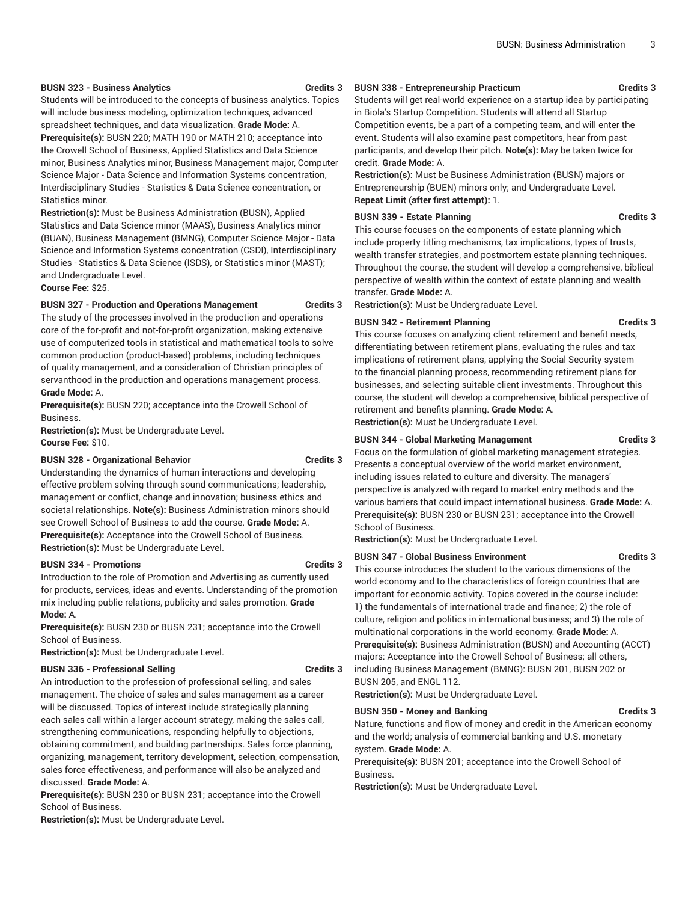#### BUSN 323 - Business Analytics **Credits 3**

Students will be introduced to the concepts of business analytics. Topics will include business modeling, optimization techniques, advanced spreadsheet techniques, and data visualization. **Grade Mode:** A.

**Prerequisite(s):** BUSN 220; MATH 190 or MATH 210; acceptance into the Crowell School of Business, Applied Statistics and Data Science minor, Business Analytics minor, Business Management major, Computer Science Major - Data Science and Information Systems concentration, Interdisciplinary Studies - Statistics & Data Science concentration, or Statistics minor.

**Restriction(s):** Must be Business Administration (BUSN), Applied Statistics and Data Science minor (MAAS), Business Analytics minor (BUAN), Business Management (BMNG), Computer Science Major - Data Science and Information Systems concentration (CSDI), Interdisciplinary Studies - Statistics & Data Science (ISDS), or Statistics minor (MAST); and Undergraduate Level.

**Course Fee:** $25.

#### BUSN 327 - Production and Operations Management **Credits 3**

The study of the processes involved in the production and operations core of the for-profit and not-for-profit organization, making extensive use of computerized tools in statistical and mathematical tools to solve common production (product-based) problems, including techniques of quality management, and a consideration of Christian principles of servanthood in the production and operations management process. **Grade Mode:** A.

**Prerequisite(s):** BUSN 220; acceptance into the Crowell School of Business.

**Restriction(s):** Must be Undergraduate Level.

**Course Fee:** $10.

#### BUSN 328 - Organizational Behavior **Credits 3**

Understanding the dynamics of human interactions and developing effective problem solving through sound communications; leadership, management or conflict, change and innovation; business ethics and societal relationships. **Note(s):** Business Administration minors should see Crowell School of Business to add the course. **Grade Mode:** A.

**Prerequisite(s):** Acceptance into the Crowell School of Business.

**Restriction(s):** Must be Undergraduate Level.

#### BUSN 334 - Promotions **Credits 3**

Introduction to the role of Promotion and Advertising as currently used for products, services, ideas and events. Understanding of the promotion mix including public relations, publicity and sales promotion. **Grade Mode:** A.

**Prerequisite(s):** BUSN 230 or BUSN 231; acceptance into the Crowell School of Business.

**Restriction(s):** Must be Undergraduate Level.

#### BUSN 336 - Professional Selling **Credits 3**

An introduction to the profession of professional selling, and sales management. The choice of sales and sales management as a career will be discussed. Topics of interest include strategically planning each sales call within a larger account strategy, making the sales call, strengthening communications, responding helpfully to objections, obtaining commitment, and building partnerships. Sales force planning, organizing, management, territory development, selection, compensation, sales force effectiveness, and performance will also be analyzed and discussed. **Grade Mode:** A.

**Prerequisite(s):** BUSN 230 or BUSN 231; acceptance into the Crowell School of Business.

**Restriction(s):** Must be Undergraduate Level.

#### BUSN 338 - Entrepreneurship Practicum **Credits 3**

Students will get real-world experience on a startup idea by participating in Biola's Startup Competition. Students will attend all Startup Competition events, be a part of a competing team, and will enter the event. Students will also examine past competitors, hear from past participants, and develop their pitch. **Note(s):** May be taken twice for credit. **Grade Mode:** A.

**Restriction(s):** Must be Business Administration (BUSN) majors or Entrepreneurship (BUEN) minors only; and Undergraduate Level.

**Repeat Limit (after first attempt):** 1.

#### BUSN 339 - Estate Planning **Credits 3**

This course focuses on the components of estate planning which include property titling mechanisms, tax implications, types of trusts, wealth transfer strategies, and postmortem estate planning techniques. Throughout the course, the student will develop a comprehensive, biblical perspective of wealth within the context of estate planning and wealth transfer. **Grade Mode:** A.

**Restriction(s):** Must be Undergraduate Level.

#### BUSN 342 - Retirement Planning **Credits 3**

This course focuses on analyzing client retirement and benefit needs, differentiating between retirement plans, evaluating the rules and tax implications of retirement plans, applying the Social Security system to the financial planning process, recommending retirement plans for businesses, and selecting suitable client investments. Throughout this course, the student will develop a comprehensive, biblical perspective of retirement and benefits planning. **Grade Mode:** A.

**Restriction(s):** Must be Undergraduate Level.

#### BUSN 344 - Global Marketing Management **Credits 3**

Focus on the formulation of global marketing management strategies. Presents a conceptual overview of the world market environment, including issues related to culture and diversity. The managers' perspective is analyzed with regard to market entry methods and the various barriers that could impact international business. **Grade Mode:** A.

**Prerequisite(s):** BUSN 230 or BUSN 231; acceptance into the Crowell School of Business.

**Restriction(s):** Must be Undergraduate Level.

#### BUSN 347 - Global Business Environment **Credits 3**

This course introduces the student to the various dimensions of the world economy and to the characteristics of foreign countries that are important for economic activity. Topics covered in the course include: 1) the fundamentals of international trade and finance; 2) the role of culture, religion and politics in international business; and 3) the role of multinational corporations in the world economy. **Grade Mode:** A.

**Prerequisite(s):** Business Administration (BUSN) and Accounting (ACCT) majors: Acceptance into the Crowell School of Business; all others, including Business Management (BMNG): BUSN 201, BUSN 202 or BUSN 205, and ENGL 112.

**Restriction(s):** Must be Undergraduate Level.

#### BUSN 350 - Money and Banking **Credits 3**

Nature, functions and flow of money and credit in the American economy and the world; analysis of commercial banking and U.S. monetary system. **Grade Mode:** A.

**Prerequisite(s):** BUSN 201; acceptance into the Crowell School of Business.

**Restriction(s):** Must be Undergraduate Level.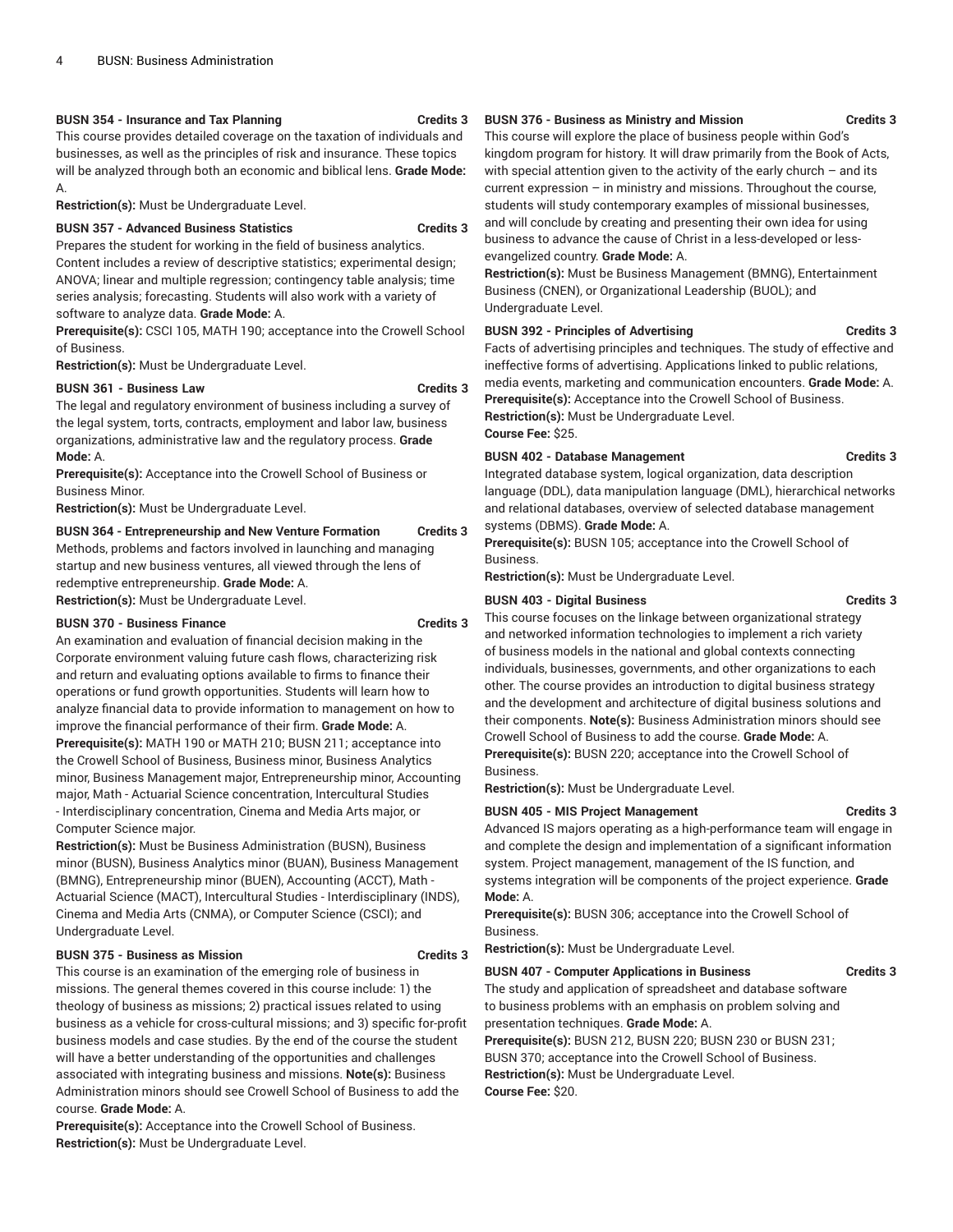### BUSN 354 - Insurance and Tax Planning — Credits 3

This course provides detailed coverage on the taxation of individuals and businesses, as well as the principles of risk and insurance. These topics will be analyzed through both an economic and biblical lens. **Grade Mode:** A.

**Restriction(s):** Must be Undergraduate Level.

### BUSN 357 - Advanced Business Statistics — Credits 3

Prepares the student for working in the field of business analytics. Content includes a review of descriptive statistics; experimental design; ANOVA; linear and multiple regression; contingency table analysis; time series analysis; forecasting. Students will also work with a variety of software to analyze data. **Grade Mode:** A.

**Prerequisite(s):** CSCI 105, MATH 190; acceptance into the Crowell School of Business.

**Restriction(s):** Must be Undergraduate Level.

### BUSN 361 - Business Law — Credits 3

The legal and regulatory environment of business including a survey of the legal system, torts, contracts, employment and labor law, business organizations, administrative law and the regulatory process. **Grade Mode:** A.

**Prerequisite(s):** Acceptance into the Crowell School of Business or Business Minor.

**Restriction(s):** Must be Undergraduate Level.

### BUSN 364 - Entrepreneurship and New Venture Formation — Credits 3

Methods, problems and factors involved in launching and managing startup and new business ventures, all viewed through the lens of redemptive entrepreneurship. **Grade Mode:** A.

**Restriction(s):** Must be Undergraduate Level.

### BUSN 370 - Business Finance — Credits 3

An examination and evaluation of financial decision making in the Corporate environment valuing future cash flows, characterizing risk and return and evaluating options available to firms to finance their operations or fund growth opportunities. Students will learn how to analyze financial data to provide information to management on how to improve the financial performance of their firm. **Grade Mode:** A.

**Prerequisite(s):** MATH 190 or MATH 210; BUSN 211; acceptance into the Crowell School of Business, Business minor, Business Analytics minor, Business Management major, Entrepreneurship minor, Accounting major, Math - Actuarial Science concentration, Intercultural Studies - Interdisciplinary concentration, Cinema and Media Arts major, or Computer Science major.

**Restriction(s):** Must be Business Administration (BUSN), Business minor (BUSN), Business Analytics minor (BUAN), Business Management (BMNG), Entrepreneurship minor (BUEN), Accounting (ACCT), Math - Actuarial Science (MACT), Intercultural Studies - Interdisciplinary (INDS), Cinema and Media Arts (CNMA), or Computer Science (CSCI); and Undergraduate Level.

### BUSN 375 - Business as Mission — Credits 3

This course is an examination of the emerging role of business in missions. The general themes covered in this course include: 1) the theology of business as missions; 2) practical issues related to using business as a vehicle for cross-cultural missions; and 3) specific for-profit business models and case studies. By the end of the course the student will have a better understanding of the opportunities and challenges associated with integrating business and missions. **Note(s):** Business Administration minors should see Crowell School of Business to add the course. **Grade Mode:** A.

**Prerequisite(s):** Acceptance into the Crowell School of Business.

**Restriction(s):** Must be Undergraduate Level.

### BUSN 376 - Business as Ministry and Mission — Credits 3

This course will explore the place of business people within God's kingdom program for history. It will draw primarily from the Book of Acts, with special attention given to the activity of the early church – and its current expression – in ministry and missions. Throughout the course, students will study contemporary examples of missional businesses, and will conclude by creating and presenting their own idea for using business to advance the cause of Christ in a less-developed or less-evangelized country. **Grade Mode:** A.

**Restriction(s):** Must be Business Management (BMNG), Entertainment Business (CNEN), or Organizational Leadership (BUOL); and Undergraduate Level.

### BUSN 392 - Principles of Advertising — Credits 3

Facts of advertising principles and techniques. The study of effective and ineffective forms of advertising. Applications linked to public relations, media events, marketing and communication encounters. **Grade Mode:** A.

**Prerequisite(s):** Acceptance into the Crowell School of Business.

**Restriction(s):** Must be Undergraduate Level.

**Course Fee:** $25.

### BUSN 402 - Database Management — Credits 3

Integrated database system, logical organization, data description language (DDL), data manipulation language (DML), hierarchical networks and relational databases, overview of selected database management systems (DBMS). **Grade Mode:** A.

**Prerequisite(s):** BUSN 105; acceptance into the Crowell School of Business.

**Restriction(s):** Must be Undergraduate Level.

### BUSN 403 - Digital Business — Credits 3

This course focuses on the linkage between organizational strategy and networked information technologies to implement a rich variety of business models in the national and global contexts connecting individuals, businesses, governments, and other organizations to each other. The course provides an introduction to digital business strategy and the development and architecture of digital business solutions and their components. **Note(s):** Business Administration minors should see Crowell School of Business to add the course. **Grade Mode:** A.

**Prerequisite(s):** BUSN 220; acceptance into the Crowell School of Business.

**Restriction(s):** Must be Undergraduate Level.

### BUSN 405 - MIS Project Management — Credits 3

Advanced IS majors operating as a high-performance team will engage in and complete the design and implementation of a significant information system. Project management, management of the IS function, and systems integration will be components of the project experience. **Grade Mode:** A.

**Prerequisite(s):** BUSN 306; acceptance into the Crowell School of Business.

**Restriction(s):** Must be Undergraduate Level.

### BUSN 407 - Computer Applications in Business — Credits 3

The study and application of spreadsheet and database software to business problems with an emphasis on problem solving and presentation techniques. **Grade Mode:** A.

**Prerequisite(s):** BUSN 212, BUSN 220; BUSN 230 or BUSN 231; BUSN 370; acceptance into the Crowell School of Business.

**Restriction(s):** Must be Undergraduate Level.

**Course Fee:** $20.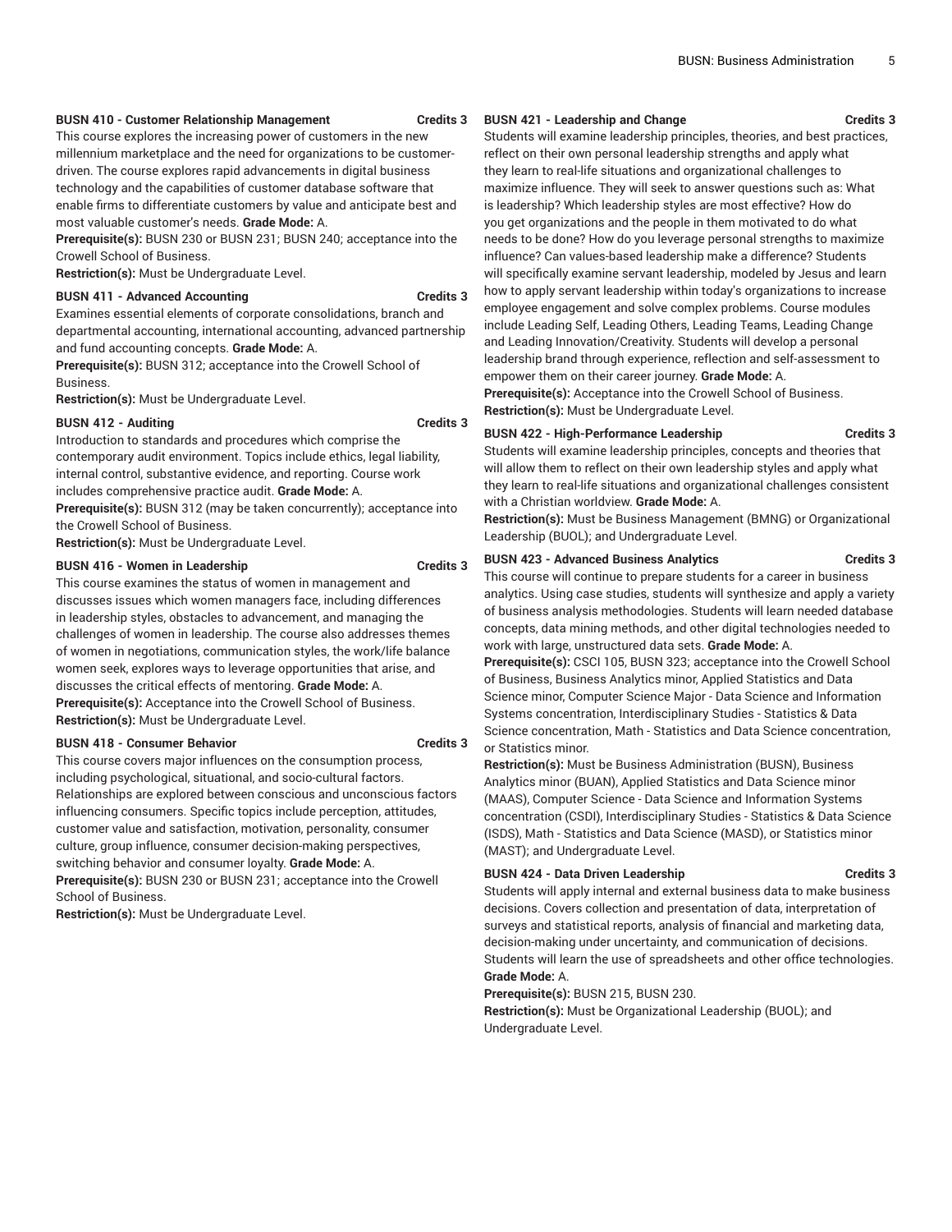**BUSN 410 - Customer Relationship Management Credits 3**

This course explores the increasing power of customers in the new millennium marketplace and the need for organizations to be customer-driven. The course explores rapid advancements in digital business technology and the capabilities of customer database software that enable firms to differentiate customers by value and anticipate best and most valuable customer's needs. **Grade Mode:** A.

**Prerequisite(s):** BUSN 230 or BUSN 231; BUSN 240; acceptance into the Crowell School of Business.

**Restriction(s):** Must be Undergraduate Level.

**BUSN 411 - Advanced Accounting Credits 3**

Examines essential elements of corporate consolidations, branch and departmental accounting, international accounting, advanced partnership and fund accounting concepts. **Grade Mode:** A.

**Prerequisite(s):** BUSN 312; acceptance into the Crowell School of Business.

**Restriction(s):** Must be Undergraduate Level.

**BUSN 412 - Auditing Credits 3**

Introduction to standards and procedures which comprise the contemporary audit environment. Topics include ethics, legal liability, internal control, substantive evidence, and reporting. Course work includes comprehensive practice audit. **Grade Mode:** A.

**Prerequisite(s):** BUSN 312 (may be taken concurrently); acceptance into the Crowell School of Business.

**Restriction(s):** Must be Undergraduate Level.

**BUSN 416 - Women in Leadership Credits 3**

This course examines the status of women in management and discusses issues which women managers face, including differences in leadership styles, obstacles to advancement, and managing the challenges of women in leadership. The course also addresses themes of women in negotiations, communication styles, the work/life balance women seek, explores ways to leverage opportunities that arise, and discusses the critical effects of mentoring. **Grade Mode:** A.

**Prerequisite(s):** Acceptance into the Crowell School of Business.

**Restriction(s):** Must be Undergraduate Level.

**BUSN 418 - Consumer Behavior Credits 3**

This course covers major influences on the consumption process, including psychological, situational, and socio-cultural factors. Relationships are explored between conscious and unconscious factors influencing consumers. Specific topics include perception, attitudes, customer value and satisfaction, motivation, personality, consumer culture, group influence, consumer decision-making perspectives, switching behavior and consumer loyalty. **Grade Mode:** A.

**Prerequisite(s):** BUSN 230 or BUSN 231; acceptance into the Crowell School of Business.

**Restriction(s):** Must be Undergraduate Level.

**BUSN 421 - Leadership and Change Credits 3**

Students will examine leadership principles, theories, and best practices, reflect on their own personal leadership strengths and apply what they learn to real-life situations and organizational challenges to maximize influence. They will seek to answer questions such as: What is leadership? Which leadership styles are most effective? How do you get organizations and the people in them motivated to do what needs to be done? How do you leverage personal strengths to maximize influence? Can values-based leadership make a difference? Students will specifically examine servant leadership, modeled by Jesus and learn how to apply servant leadership within today's organizations to increase employee engagement and solve complex problems. Course modules include Leading Self, Leading Others, Leading Teams, Leading Change and Leading Innovation/Creativity. Students will develop a personal leadership brand through experience, reflection and self-assessment to empower them on their career journey. **Grade Mode:** A.

**Prerequisite(s):** Acceptance into the Crowell School of Business.

**Restriction(s):** Must be Undergraduate Level.

**BUSN 422 - High-Performance Leadership Credits 3**

Students will examine leadership principles, concepts and theories that will allow them to reflect on their own leadership styles and apply what they learn to real-life situations and organizational challenges consistent with a Christian worldview. **Grade Mode:** A.

**Restriction(s):** Must be Business Management (BMNG) or Organizational Leadership (BUOL); and Undergraduate Level.

**BUSN 423 - Advanced Business Analytics Credits 3**

This course will continue to prepare students for a career in business analytics. Using case studies, students will synthesize and apply a variety of business analysis methodologies. Students will learn needed database concepts, data mining methods, and other digital technologies needed to work with large, unstructured data sets. **Grade Mode:** A.

**Prerequisite(s):** CSCI 105, BUSN 323; acceptance into the Crowell School of Business, Business Analytics minor, Applied Statistics and Data Science minor, Computer Science Major - Data Science and Information Systems concentration, Interdisciplinary Studies - Statistics & Data Science concentration, Math - Statistics and Data Science concentration, or Statistics minor.

**Restriction(s):** Must be Business Administration (BUSN), Business Analytics minor (BUAN), Applied Statistics and Data Science minor (MAAS), Computer Science - Data Science and Information Systems concentration (CSDI), Interdisciplinary Studies - Statistics & Data Science (ISDS), Math - Statistics and Data Science (MASD), or Statistics minor (MAST); and Undergraduate Level.

**BUSN 424 - Data Driven Leadership Credits 3**

Students will apply internal and external business data to make business decisions. Covers collection and presentation of data, interpretation of surveys and statistical reports, analysis of financial and marketing data, decision-making under uncertainty, and communication of decisions. Students will learn the use of spreadsheets and other office technologies. **Grade Mode:** A.

**Prerequisite(s):** BUSN 215, BUSN 230.

**Restriction(s):** Must be Organizational Leadership (BUOL); and Undergraduate Level.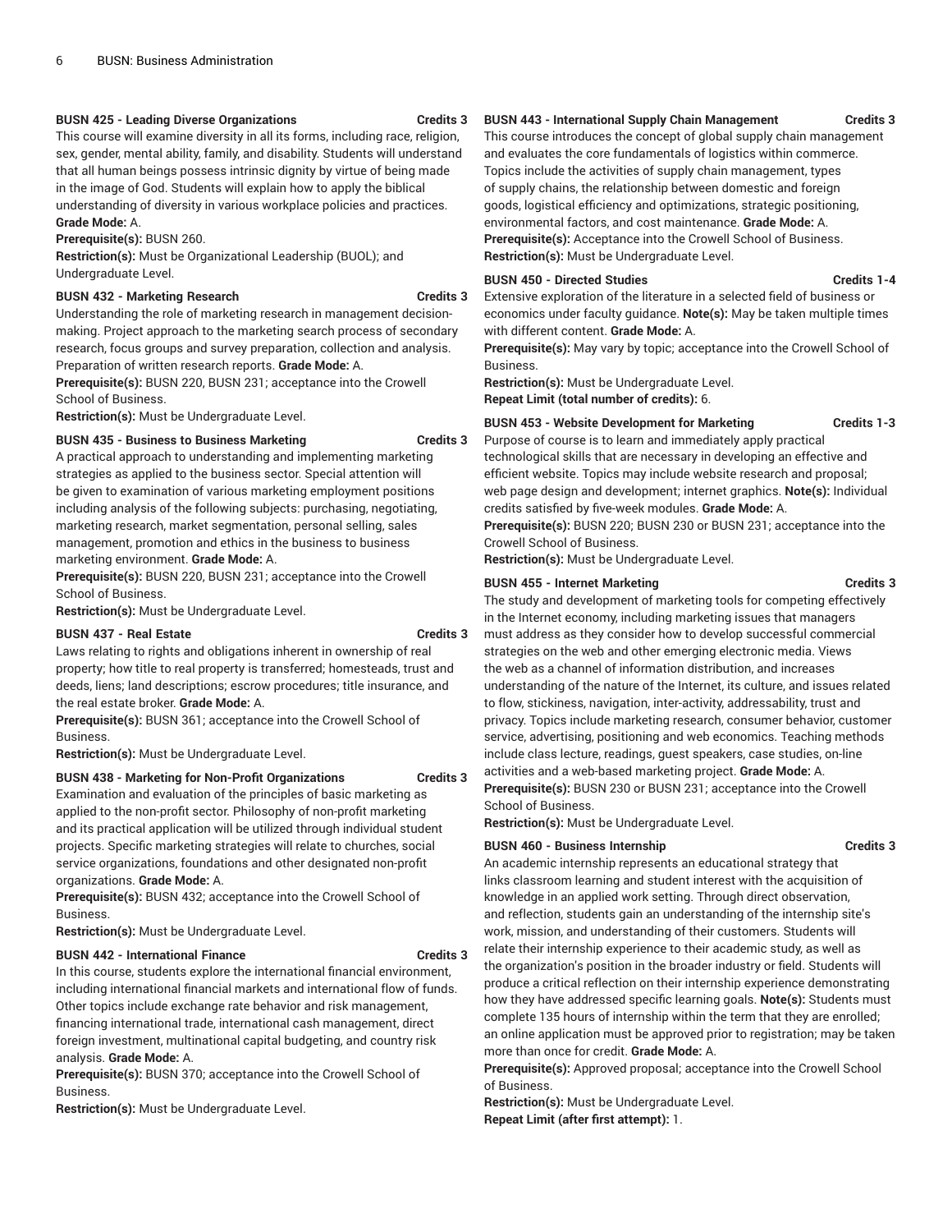**BUSN 425 - Leading Diverse Organizations** **Credits 3**

This course will examine diversity in all its forms, including race, religion, sex, gender, mental ability, family, and disability. Students will understand that all human beings possess intrinsic dignity by virtue of being made in the image of God. Students will explain how to apply the biblical understanding of diversity in various workplace policies and practices. **Grade Mode:** A.

**Prerequisite(s):** BUSN 260.

**Restriction(s):** Must be Organizational Leadership (BUOL); and Undergraduate Level.

**BUSN 432 - Marketing Research** **Credits 3**

Understanding the role of marketing research in management decision-making. Project approach to the marketing search process of secondary research, focus groups and survey preparation, collection and analysis. Preparation of written research reports. **Grade Mode:** A.

**Prerequisite(s):** BUSN 220, BUSN 231; acceptance into the Crowell School of Business.

**Restriction(s):** Must be Undergraduate Level.

**BUSN 435 - Business to Business Marketing** **Credits 3**

A practical approach to understanding and implementing marketing strategies as applied to the business sector. Special attention will be given to examination of various marketing employment positions including analysis of the following subjects: purchasing, negotiating, marketing research, market segmentation, personal selling, sales management, promotion and ethics in the business to business marketing environment. **Grade Mode:** A.

**Prerequisite(s):** BUSN 220, BUSN 231; acceptance into the Crowell School of Business.

**Restriction(s):** Must be Undergraduate Level.

**BUSN 437 - Real Estate** **Credits 3**

Laws relating to rights and obligations inherent in ownership of real property; how title to real property is transferred; homesteads, trust and deeds, liens; land descriptions; escrow procedures; title insurance, and the real estate broker. **Grade Mode:** A.

**Prerequisite(s):** BUSN 361; acceptance into the Crowell School of Business.

**Restriction(s):** Must be Undergraduate Level.

**BUSN 438 - Marketing for Non-Profit Organizations** **Credits 3**

Examination and evaluation of the principles of basic marketing as applied to the non-profit sector. Philosophy of non-profit marketing and its practical application will be utilized through individual student projects. Specific marketing strategies will relate to churches, social service organizations, foundations and other designated non-profit organizations. **Grade Mode:** A.

**Prerequisite(s):** BUSN 432; acceptance into the Crowell School of Business.

**Restriction(s):** Must be Undergraduate Level.

**BUSN 442 - International Finance** **Credits 3**

In this course, students explore the international financial environment, including international financial markets and international flow of funds. Other topics include exchange rate behavior and risk management, financing international trade, international cash management, direct foreign investment, multinational capital budgeting, and country risk analysis. **Grade Mode:** A.

**Prerequisite(s):** BUSN 370; acceptance into the Crowell School of Business.

**Restriction(s):** Must be Undergraduate Level.

**BUSN 443 - International Supply Chain Management** **Credits 3**

This course introduces the concept of global supply chain management and evaluates the core fundamentals of logistics within commerce. Topics include the activities of supply chain management, types of supply chains, the relationship between domestic and foreign goods, logistical efficiency and optimizations, strategic positioning, environmental factors, and cost maintenance. **Grade Mode:** A.

**Prerequisite(s):** Acceptance into the Crowell School of Business.

**Restriction(s):** Must be Undergraduate Level.

**BUSN 450 - Directed Studies** **Credits 1-4**

Extensive exploration of the literature in a selected field of business or economics under faculty guidance. **Note(s):** May be taken multiple times with different content. **Grade Mode:** A.

**Prerequisite(s):** May vary by topic; acceptance into the Crowell School of Business.

**Restriction(s):** Must be Undergraduate Level.

**Repeat Limit (total number of credits):** 6.

**BUSN 453 - Website Development for Marketing** **Credits 1-3**

Purpose of course is to learn and immediately apply practical technological skills that are necessary in developing an effective and efficient website. Topics may include website research and proposal; web page design and development; internet graphics. **Note(s):** Individual credits satisfied by five-week modules. **Grade Mode:** A.

**Prerequisite(s):** BUSN 220; BUSN 230 or BUSN 231; acceptance into the Crowell School of Business.

**Restriction(s):** Must be Undergraduate Level.

**BUSN 455 - Internet Marketing** **Credits 3**

The study and development of marketing tools for competing effectively in the Internet economy, including marketing issues that managers must address as they consider how to develop successful commercial strategies on the web and other emerging electronic media. Views the web as a channel of information distribution, and increases understanding of the nature of the Internet, its culture, and issues related to flow, stickiness, navigation, inter-activity, addressability, trust and privacy. Topics include marketing research, consumer behavior, customer service, advertising, positioning and web economics. Teaching methods include class lecture, readings, guest speakers, case studies, on-line activities and a web-based marketing project. **Grade Mode:** A.

**Prerequisite(s):** BUSN 230 or BUSN 231; acceptance into the Crowell School of Business.

**Restriction(s):** Must be Undergraduate Level.

**BUSN 460 - Business Internship** **Credits 3**

An academic internship represents an educational strategy that links classroom learning and student interest with the acquisition of knowledge in an applied work setting. Through direct observation, and reflection, students gain an understanding of the internship site's work, mission, and understanding of their customers. Students will relate their internship experience to their academic study, as well as the organization's position in the broader industry or field. Students will produce a critical reflection on their internship experience demonstrating how they have addressed specific learning goals. **Note(s):** Students must complete 135 hours of internship within the term that they are enrolled; an online application must be approved prior to registration; may be taken more than once for credit. **Grade Mode:** A.

**Prerequisite(s):** Approved proposal; acceptance into the Crowell School of Business.

**Restriction(s):** Must be Undergraduate Level.

**Repeat Limit (after first attempt):** 1.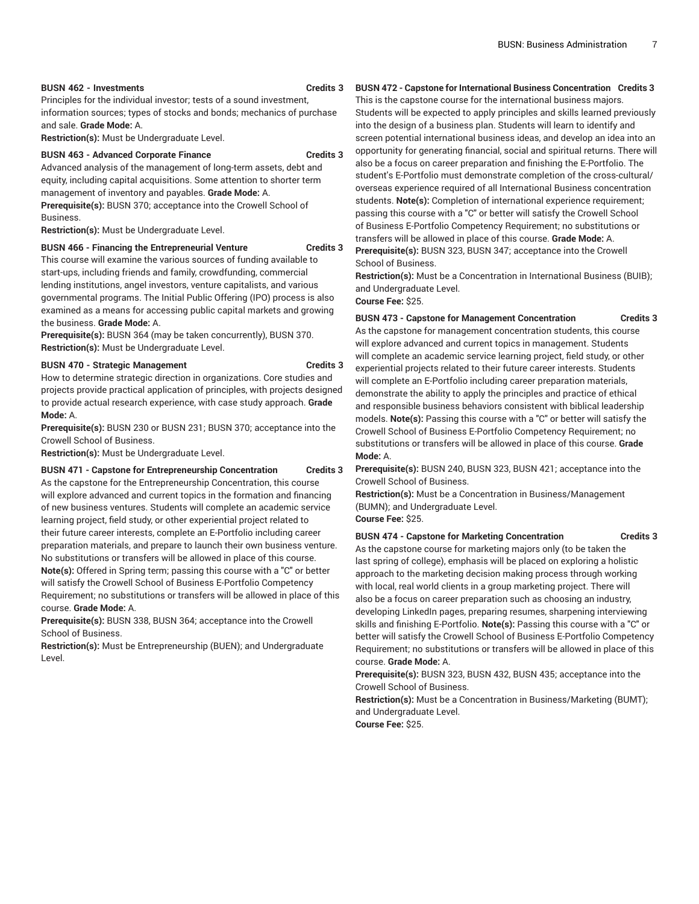**BUSN 462 - Investments** **Credits 3**

Principles for the individual investor; tests of a sound investment, information sources; types of stocks and bonds; mechanics of purchase and sale. **Grade Mode:** A.

**Restriction(s):** Must be Undergraduate Level.

**BUSN 463 - Advanced Corporate Finance** **Credits 3**

Advanced analysis of the management of long-term assets, debt and equity, including capital acquisitions. Some attention to shorter term management of inventory and payables. **Grade Mode:** A.

**Prerequisite(s):** BUSN 370; acceptance into the Crowell School of Business.

**Restriction(s):** Must be Undergraduate Level.

**BUSN 466 - Financing the Entrepreneurial Venture** **Credits 3**

This course will examine the various sources of funding available to start-ups, including friends and family, crowdfunding, commercial lending institutions, angel investors, venture capitalists, and various governmental programs. The Initial Public Offering (IPO) process is also examined as a means for accessing public capital markets and growing the business. **Grade Mode:** A.

**Prerequisite(s):** BUSN 364 (may be taken concurrently), BUSN 370.

**Restriction(s):** Must be Undergraduate Level.

**BUSN 470 - Strategic Management** **Credits 3**

How to determine strategic direction in organizations. Core studies and projects provide practical application of principles, with projects designed to provide actual research experience, with case study approach. **Grade Mode:** A.

**Prerequisite(s):** BUSN 230 or BUSN 231; BUSN 370; acceptance into the Crowell School of Business.

**Restriction(s):** Must be Undergraduate Level.

**BUSN 471 - Capstone for Entrepreneurship Concentration** **Credits 3**

As the capstone for the Entrepreneurship Concentration, this course will explore advanced and current topics in the formation and financing of new business ventures. Students will complete an academic service learning project, field study, or other experiential project related to their future career interests, complete an E-Portfolio including career preparation materials, and prepare to launch their own business venture. No substitutions or transfers will be allowed in place of this course. **Note(s):** Offered in Spring term; passing this course with a "C" or better will satisfy the Crowell School of Business E-Portfolio Competency Requirement; no substitutions or transfers will be allowed in place of this course. **Grade Mode:** A.

**Prerequisite(s):** BUSN 338, BUSN 364; acceptance into the Crowell School of Business.

**Restriction(s):** Must be Entrepreneurship (BUEN); and Undergraduate Level.

**BUSN 472 - Capstone for International Business Concentration** **Credits 3**

This is the capstone course for the international business majors. Students will be expected to apply principles and skills learned previously into the design of a business plan. Students will learn to identify and screen potential international business ideas, and develop an idea into an opportunity for generating financial, social and spiritual returns. There will also be a focus on career preparation and finishing the E-Portfolio. The student's E-Portfolio must demonstrate completion of the cross-cultural/overseas experience required of all International Business concentration students. **Note(s):** Completion of international experience requirement; passing this course with a "C" or better will satisfy the Crowell School of Business E-Portfolio Competency Requirement; no substitutions or transfers will be allowed in place of this course. **Grade Mode:** A.

**Prerequisite(s):** BUSN 323, BUSN 347; acceptance into the Crowell School of Business.

**Restriction(s):** Must be a Concentration in International Business (BUIB); and Undergraduate Level.

**Course Fee:** $25.

**BUSN 473 - Capstone for Management Concentration** **Credits 3**

As the capstone for management concentration students, this course will explore advanced and current topics in management. Students will complete an academic service learning project, field study, or other experiential projects related to their future career interests. Students will complete an E-Portfolio including career preparation materials, demonstrate the ability to apply the principles and practice of ethical and responsible business behaviors consistent with biblical leadership models. **Note(s):** Passing this course with a "C" or better will satisfy the Crowell School of Business E-Portfolio Competency Requirement; no substitutions or transfers will be allowed in place of this course. **Grade Mode:** A.

**Prerequisite(s):** BUSN 240, BUSN 323, BUSN 421; acceptance into the Crowell School of Business.

**Restriction(s):** Must be a Concentration in Business/Management (BUMN); and Undergraduate Level.

**Course Fee:** $25.

**BUSN 474 - Capstone for Marketing Concentration** **Credits 3**

As the capstone course for marketing majors only (to be taken the last spring of college), emphasis will be placed on exploring a holistic approach to the marketing decision making process through working with local, real world clients in a group marketing project. There will also be a focus on career preparation such as choosing an industry, developing LinkedIn pages, preparing resumes, sharpening interviewing skills and finishing E-Portfolio. **Note(s):** Passing this course with a "C" or better will satisfy the Crowell School of Business E-Portfolio Competency Requirement; no substitutions or transfers will be allowed in place of this course. **Grade Mode:** A.

**Prerequisite(s):** BUSN 323, BUSN 432, BUSN 435; acceptance into the Crowell School of Business.

**Restriction(s):** Must be a Concentration in Business/Marketing (BUMT); and Undergraduate Level.

**Course Fee:** $25.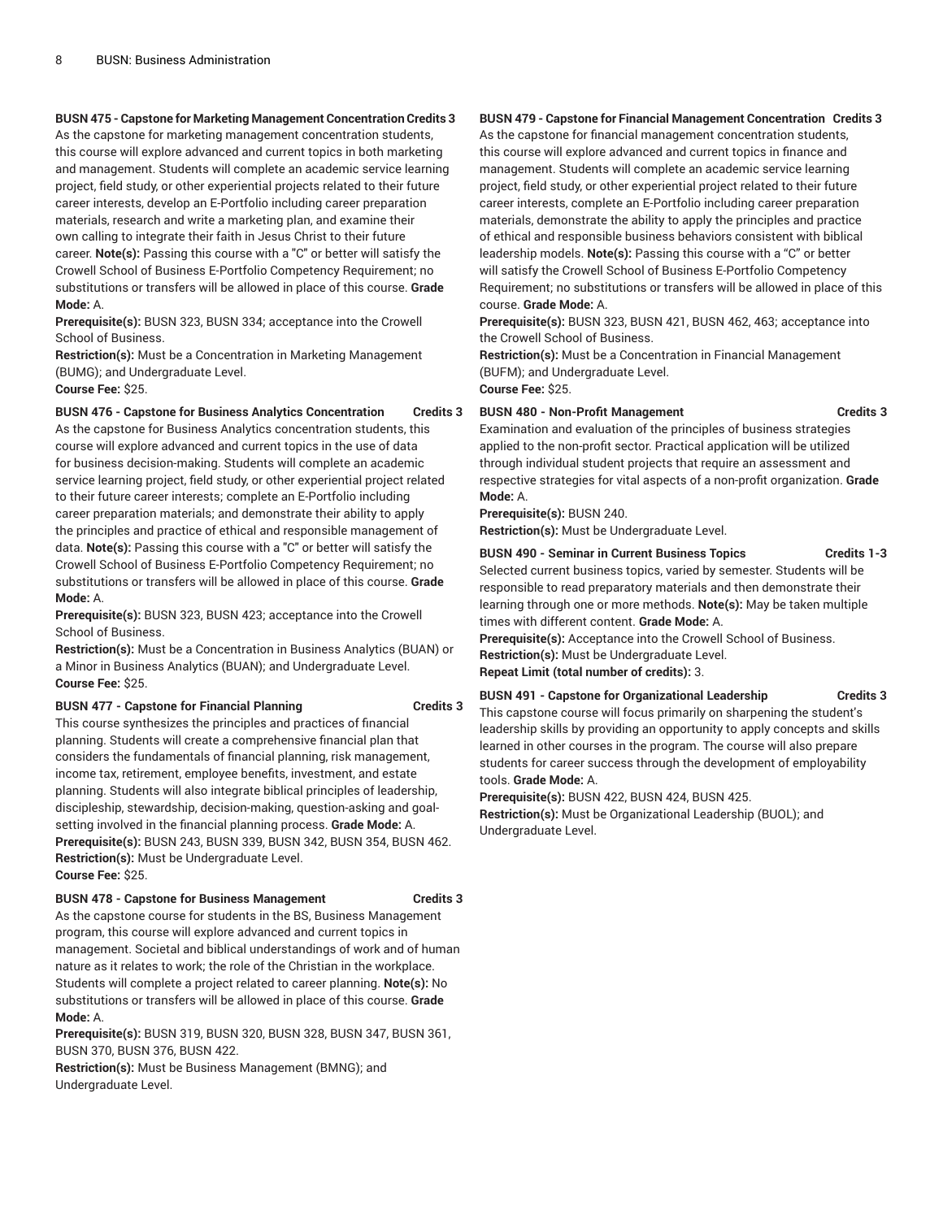**BUSN 475 - Capstone for Marketing Management Concentration Credits 3**

As the capstone for marketing management concentration students, this course will explore advanced and current topics in both marketing and management. Students will complete an academic service learning project, field study, or other experiential projects related to their future career interests, develop an E-Portfolio including career preparation materials, research and write a marketing plan, and examine their own calling to integrate their faith in Jesus Christ to their future career. **Note(s):** Passing this course with a "C" or better will satisfy the Crowell School of Business E-Portfolio Competency Requirement; no substitutions or transfers will be allowed in place of this course. **Grade Mode:** A.

**Prerequisite(s):** BUSN 323, BUSN 334; acceptance into the Crowell School of Business.

**Restriction(s):** Must be a Concentration in Marketing Management (BUMG); and Undergraduate Level.

**Course Fee:** $25.

**BUSN 476 - Capstone for Business Analytics Concentration Credits 3**

As the capstone for Business Analytics concentration students, this course will explore advanced and current topics in the use of data for business decision-making. Students will complete an academic service learning project, field study, or other experiential project related to their future career interests; complete an E-Portfolio including career preparation materials; and demonstrate their ability to apply the principles and practice of ethical and responsible management of data. **Note(s):** Passing this course with a "C" or better will satisfy the Crowell School of Business E-Portfolio Competency Requirement; no substitutions or transfers will be allowed in place of this course. **Grade Mode:** A.

**Prerequisite(s):** BUSN 323, BUSN 423; acceptance into the Crowell School of Business.

**Restriction(s):** Must be a Concentration in Business Analytics (BUAN) or a Minor in Business Analytics (BUAN); and Undergraduate Level.

**Course Fee:** $25.

**BUSN 477 - Capstone for Financial Planning Credits 3**

This course synthesizes the principles and practices of financial planning. Students will create a comprehensive financial plan that considers the fundamentals of financial planning, risk management, income tax, retirement, employee benefits, investment, and estate planning. Students will also integrate biblical principles of leadership, discipleship, stewardship, decision-making, question-asking and goal-setting involved in the financial planning process. **Grade Mode:** A.

**Prerequisite(s):** BUSN 243, BUSN 339, BUSN 342, BUSN 354, BUSN 462.

**Restriction(s):** Must be Undergraduate Level.

**Course Fee:** $25.

**BUSN 478 - Capstone for Business Management Credits 3**

As the capstone course for students in the BS, Business Management program, this course will explore advanced and current topics in management. Societal and biblical understandings of work and of human nature as it relates to work; the role of the Christian in the workplace. Students will complete a project related to career planning. **Note(s):** No substitutions or transfers will be allowed in place of this course. **Grade Mode:** A.

**Prerequisite(s):** BUSN 319, BUSN 320, BUSN 328, BUSN 347, BUSN 361, BUSN 370, BUSN 376, BUSN 422.

**Restriction(s):** Must be Business Management (BMNG); and Undergraduate Level.

**BUSN 479 - Capstone for Financial Management Concentration Credits 3**

As the capstone for financial management concentration students, this course will explore advanced and current topics in finance and management. Students will complete an academic service learning project, field study, or other experiential project related to their future career interests, complete an E-Portfolio including career preparation materials, demonstrate the ability to apply the principles and practice of ethical and responsible business behaviors consistent with biblical leadership models. **Note(s):** Passing this course with a “C” or better will satisfy the Crowell School of Business E-Portfolio Competency Requirement; no substitutions or transfers will be allowed in place of this course. **Grade Mode:** A.

**Prerequisite(s):** BUSN 323, BUSN 421, BUSN 462, 463; acceptance into the Crowell School of Business.

**Restriction(s):** Must be a Concentration in Financial Management (BUFM); and Undergraduate Level.

**Course Fee:** $25.

**BUSN 480 - Non-Profit Management Credits 3**

Examination and evaluation of the principles of business strategies applied to the non-profit sector. Practical application will be utilized through individual student projects that require an assessment and respective strategies for vital aspects of a non-profit organization. **Grade Mode:** A.

**Prerequisite(s):** BUSN 240.

**Restriction(s):** Must be Undergraduate Level.

**BUSN 490 - Seminar in Current Business Topics Credits 1-3**

Selected current business topics, varied by semester. Students will be responsible to read preparatory materials and then demonstrate their learning through one or more methods. **Note(s):** May be taken multiple times with different content. **Grade Mode:** A.

**Prerequisite(s):** Acceptance into the Crowell School of Business.

**Restriction(s):** Must be Undergraduate Level.

**Repeat Limit (total number of credits):** 3.

**BUSN 491 - Capstone for Organizational Leadership Credits 3**

This capstone course will focus primarily on sharpening the student's leadership skills by providing an opportunity to apply concepts and skills learned in other courses in the program. The course will also prepare students for career success through the development of employability tools. **Grade Mode:** A.

**Prerequisite(s):** BUSN 422, BUSN 424, BUSN 425.

**Restriction(s):** Must be Organizational Leadership (BUOL); and Undergraduate Level.